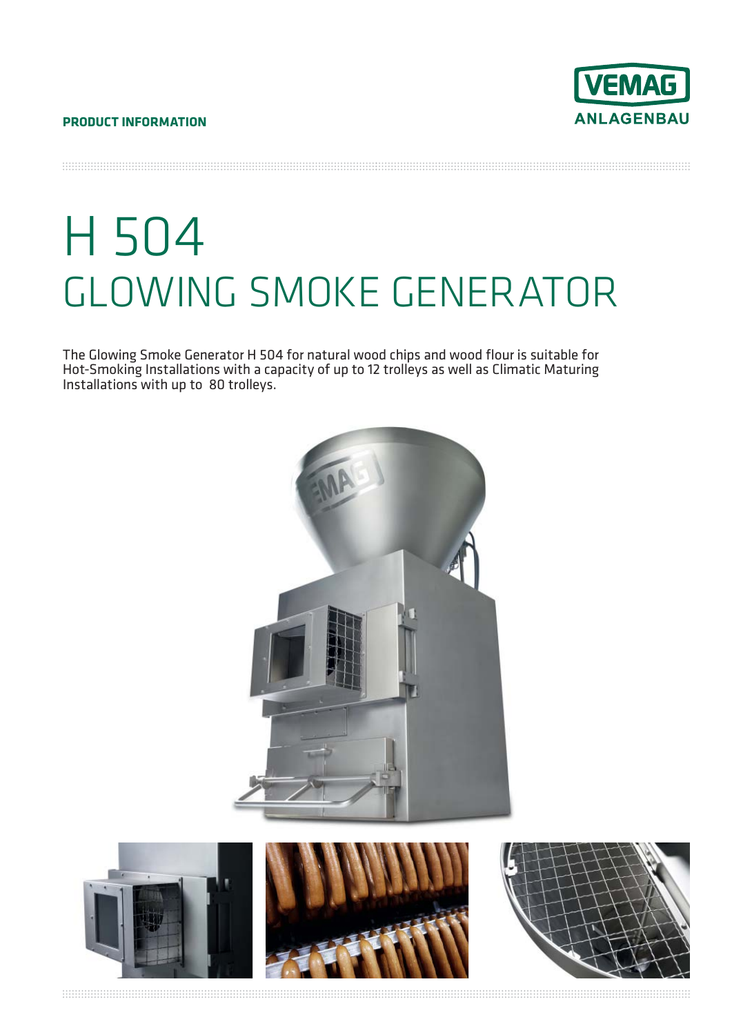**PRODUCT INFORMATION**

VEMAG ANLAGENBAU

# H 504
# GLOWING SMOKE GENERATOR

The Glowing Smoke Generator H 504 for natural wood chips and wood flour is suitable for Hot-Smoking Installations with a capacity of up to 12 trolleys as well as Climatic Maturing Installations with up to 80 trolleys.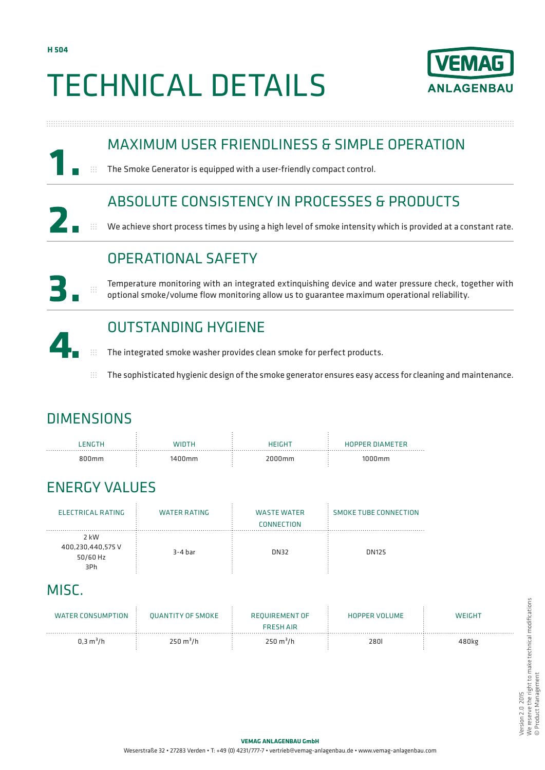H 504

# TECHNICAL DETAILS

VEMAG ANLAGENBAU

## 1. MAXIMUM USER FRIENDLINESS & SIMPLE OPERATION

The Smoke Generator is equipped with a user-friendly compact control.

## 2. ABSOLUTE CONSISTENCY IN PROCESSES & PRODUCTS

We achieve short process times by using a high level of smoke intensity which is provided at a constant rate.

## 3. OPERATIONAL SAFETY

Temperature monitoring with an integrated extinquishing device and water pressure check, together with optional smoke/volume flow monitoring allow us to guarantee maximum operational reliability.

## 4. OUTSTANDING HYGIENE

The integrated smoke washer provides clean smoke for perfect products.

The sophisticated hygienic design of the smoke generator ensures easy access for cleaning and maintenance.

## DIMENSIONS

| LENGTH | WIDTH | HEIGHT | HOPPER DIAMETER |
|---|---|---|---|
| 800mm | 1400mm | 2000mm | 1000mm |

## ENERGY VALUES

| ELECTRICAL RATING | WATER RATING | WASTE WATER CONNECTION | SMOKE TUBE CONNECTION |
|---|---|---|---|
| 2 kW<br>400,230,440,575 V<br>50/60 Hz<br>3Ph | 3-4 bar | DN32 | DN125 |

## MISC.

| WATER CONSUMPTION | QUANTITY OF SMOKE | REQUIREMENT OF FRESH AIR | HOPPER VOLUME | WEIGHT |
|---|---|---|---|---|
| 0,3 $m^3$/h | 250 $m^3$/h | 250 $m^3$/h | 280l | 480kg |

Version 2.0 2015
We reserve the right to make technical modifications
© Product Management

**VEMAG ANLAGENBAU GmbH**
Weserstraße 32 • 27283 Verden • T: +49 (0) 4231/777-7 • vertrieb@vemag-anlagenbau.de • www.vemag-anlagenbau.com